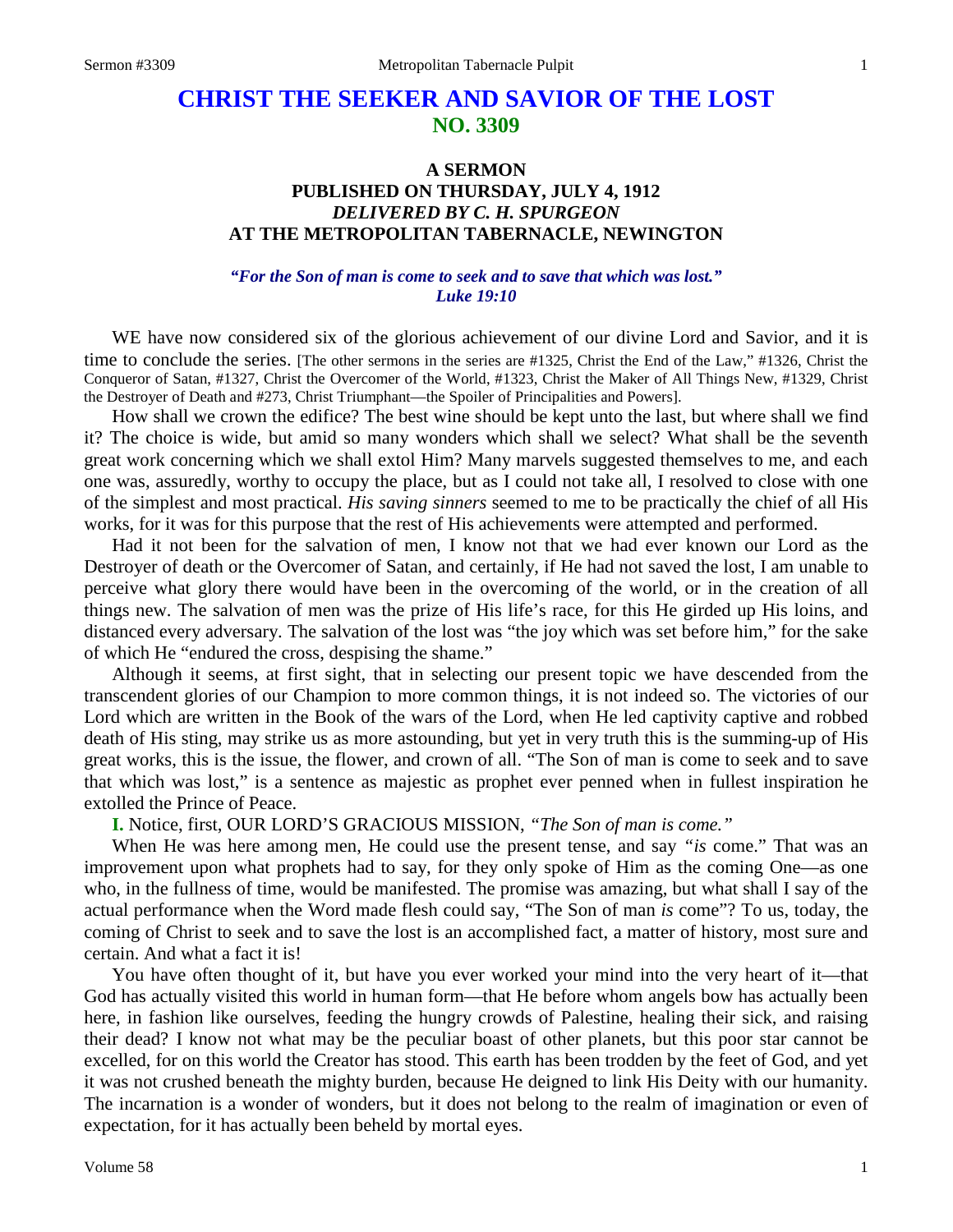# CHRIST THE SEEKER AND SAVIOR OF THE LOST
## NO. 3309

### A SERMON
### PUBLISHED ON THURSDAY, JULY 4, 1912
### *DELIVERED BY C. H. SPURGEON*
### AT THE METROPOLITAN TABERNACLE, NEWINGTON

***"For the Son of man is come to seek and to save that which was lost." Luke 19:10***

WE have now considered six of the glorious achievement of our divine Lord and Savior, and it is time to conclude the series. [The other sermons in the series are #1325, Christ the End of the Law," #1326, Christ the Conqueror of Satan, #1327, Christ the Overcomer of the World, #1323, Christ the Maker of All Things New, #1329, Christ the Destroyer of Death and #273, Christ Triumphant—the Spoiler of Principalities and Powers].

How shall we crown the edifice? The best wine should be kept unto the last, but where shall we find it? The choice is wide, but amid so many wonders which shall we select? What shall be the seventh great work concerning which we shall extol Him? Many marvels suggested themselves to me, and each one was, assuredly, worthy to occupy the place, but as I could not take all, I resolved to close with one of the simplest and most practical. *His saving sinners* seemed to me to be practically the chief of all His works, for it was for this purpose that the rest of His achievements were attempted and performed.

Had it not been for the salvation of men, I know not that we had ever known our Lord as the Destroyer of death or the Overcomer of Satan, and certainly, if He had not saved the lost, I am unable to perceive what glory there would have been in the overcoming of the world, or in the creation of all things new. The salvation of men was the prize of His life's race, for this He girded up His loins, and distanced every adversary. The salvation of the lost was "the joy which was set before him," for the sake of which He "endured the cross, despising the shame."

Although it seems, at first sight, that in selecting our present topic we have descended from the transcendent glories of our Champion to more common things, it is not indeed so. The victories of our Lord which are written in the Book of the wars of the Lord, when He led captivity captive and robbed death of His sting, may strike us as more astounding, but yet in very truth this is the summing-up of His great works, this is the issue, the flower, and crown of all. "The Son of man is come to seek and to save that which was lost," is a sentence as majestic as prophet ever penned when in fullest inspiration he extolled the Prince of Peace.

**I.** Notice, first, OUR LORD'S GRACIOUS MISSION, *"The Son of man is come."*

When He was here among men, He could use the present tense, and say *"is* come." That was an improvement upon what prophets had to say, for they only spoke of Him as the coming One—as one who, in the fullness of time, would be manifested. The promise was amazing, but what shall I say of the actual performance when the Word made flesh could say, "The Son of man *is* come"? To us, today, the coming of Christ to seek and to save the lost is an accomplished fact, a matter of history, most sure and certain. And what a fact it is!

You have often thought of it, but have you ever worked your mind into the very heart of it—that God has actually visited this world in human form—that He before whom angels bow has actually been here, in fashion like ourselves, feeding the hungry crowds of Palestine, healing their sick, and raising their dead? I know not what may be the peculiar boast of other planets, but this poor star cannot be excelled, for on this world the Creator has stood. This earth has been trodden by the feet of God, and yet it was not crushed beneath the mighty burden, because He deigned to link His Deity with our humanity. The incarnation is a wonder of wonders, but it does not belong to the realm of imagination or even of expectation, for it has actually been beheld by mortal eyes.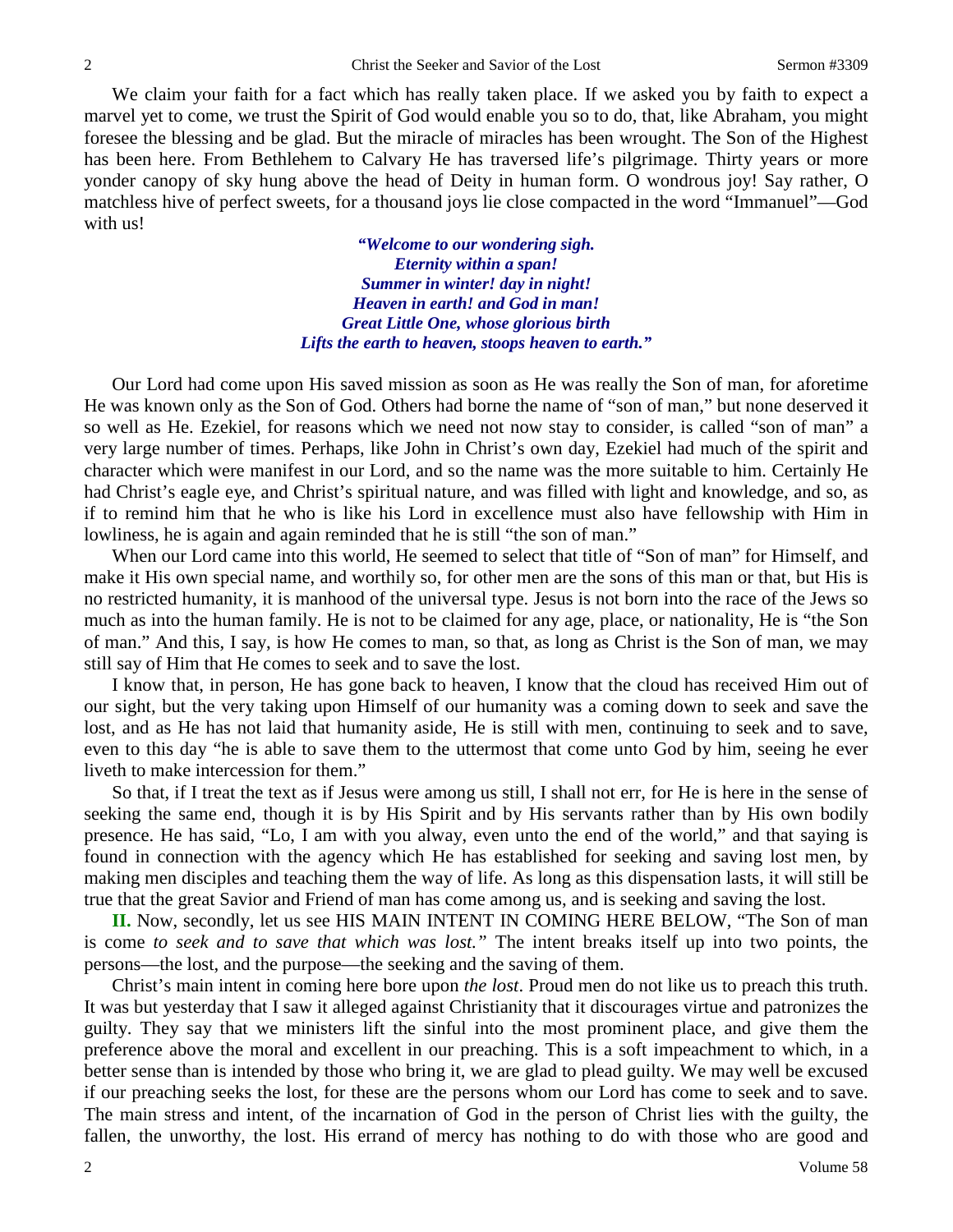We claim your faith for a fact which has really taken place. If we asked you by faith to expect a marvel yet to come, we trust the Spirit of God would enable you so to do, that, like Abraham, you might foresee the blessing and be glad. But the miracle of miracles has been wrought. The Son of the Highest has been here. From Bethlehem to Calvary He has traversed life's pilgrimage. Thirty years or more yonder canopy of sky hung above the head of Deity in human form. O wondrous joy! Say rather, O matchless hive of perfect sweets, for a thousand joys lie close compacted in the word "Immanuel"—God with us!

*"Welcome to our wondering sigh.*
*Eternity within a span!*
*Summer in winter! day in night!*
*Heaven in earth! and God in man!*
*Great Little One, whose glorious birth*
*Lifts the earth to heaven, stoops heaven to earth."*

Our Lord had come upon His saved mission as soon as He was really the Son of man, for aforetime He was known only as the Son of God. Others had borne the name of "son of man," but none deserved it so well as He. Ezekiel, for reasons which we need not now stay to consider, is called "son of man" a very large number of times. Perhaps, like John in Christ's own day, Ezekiel had much of the spirit and character which were manifest in our Lord, and so the name was the more suitable to him. Certainly He had Christ's eagle eye, and Christ's spiritual nature, and was filled with light and knowledge, and so, as if to remind him that he who is like his Lord in excellence must also have fellowship with Him in lowliness, he is again and again reminded that he is still "the son of man."

When our Lord came into this world, He seemed to select that title of "Son of man" for Himself, and make it His own special name, and worthily so, for other men are the sons of this man or that, but His is no restricted humanity, it is manhood of the universal type. Jesus is not born into the race of the Jews so much as into the human family. He is not to be claimed for any age, place, or nationality, He is "the Son of man." And this, I say, is how He comes to man, so that, as long as Christ is the Son of man, we may still say of Him that He comes to seek and to save the lost.

I know that, in person, He has gone back to heaven, I know that the cloud has received Him out of our sight, but the very taking upon Himself of our humanity was a coming down to seek and save the lost, and as He has not laid that humanity aside, He is still with men, continuing to seek and to save, even to this day "he is able to save them to the uttermost that come unto God by him, seeing he ever liveth to make intercession for them."

So that, if I treat the text as if Jesus were among us still, I shall not err, for He is here in the sense of seeking the same end, though it is by His Spirit and by His servants rather than by His own bodily presence. He has said, "Lo, I am with you alway, even unto the end of the world," and that saying is found in connection with the agency which He has established for seeking and saving lost men, by making men disciples and teaching them the way of life. As long as this dispensation lasts, it will still be true that the great Savior and Friend of man has come among us, and is seeking and saving the lost.

**II.** Now, secondly, let us see HIS MAIN INTENT IN COMING HERE BELOW, "The Son of man is come *to seek and to save that which was lost."* The intent breaks itself up into two points, the persons—the lost, and the purpose—the seeking and the saving of them.

Christ's main intent in coming here bore upon *the lost*. Proud men do not like us to preach this truth. It was but yesterday that I saw it alleged against Christianity that it discourages virtue and patronizes the guilty. They say that we ministers lift the sinful into the most prominent place, and give them the preference above the moral and excellent in our preaching. This is a soft impeachment to which, in a better sense than is intended by those who bring it, we are glad to plead guilty. We may well be excused if our preaching seeks the lost, for these are the persons whom our Lord has come to seek and to save. The main stress and intent, of the incarnation of God in the person of Christ lies with the guilty, the fallen, the unworthy, the lost. His errand of mercy has nothing to do with those who are good and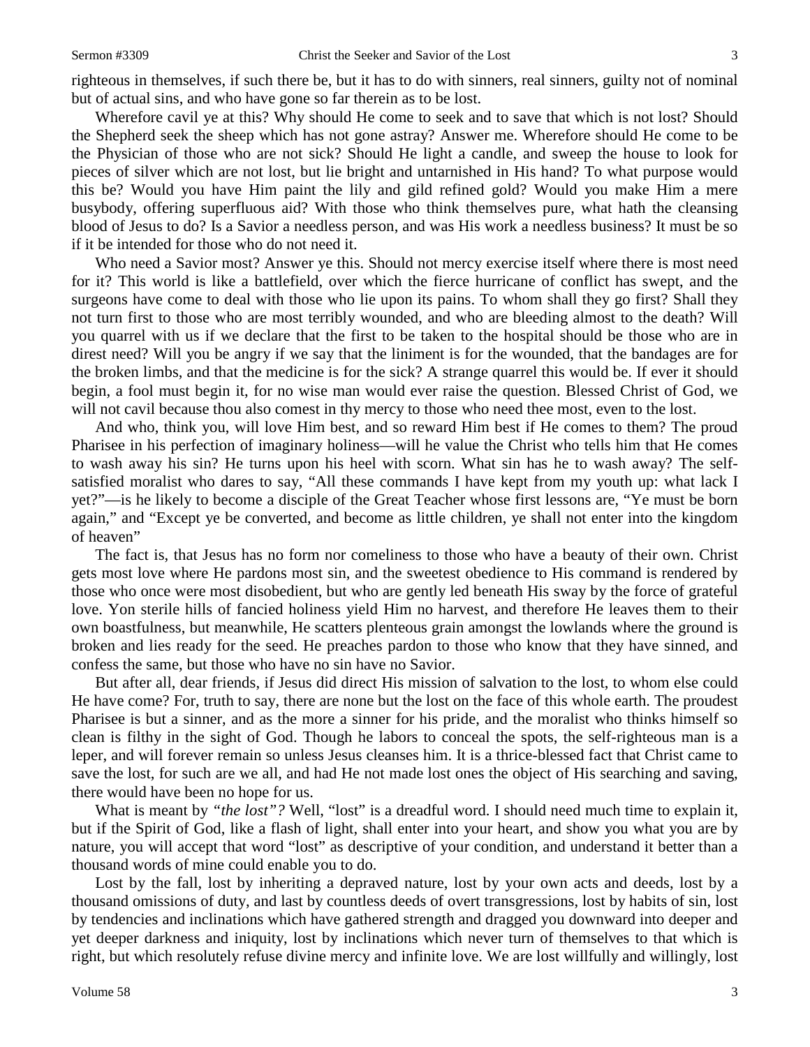righteous in themselves, if such there be, but it has to do with sinners, real sinners, guilty not of nominal but of actual sins, and who have gone so far therein as to be lost.

Wherefore cavil ye at this? Why should He come to seek and to save that which is not lost? Should the Shepherd seek the sheep which has not gone astray? Answer me. Wherefore should He come to be the Physician of those who are not sick? Should He light a candle, and sweep the house to look for pieces of silver which are not lost, but lie bright and untarnished in His hand? To what purpose would this be? Would you have Him paint the lily and gild refined gold? Would you make Him a mere busybody, offering superfluous aid? With those who think themselves pure, what hath the cleansing blood of Jesus to do? Is a Savior a needless person, and was His work a needless business? It must be so if it be intended for those who do not need it.

Who need a Savior most? Answer ye this. Should not mercy exercise itself where there is most need for it? This world is like a battlefield, over which the fierce hurricane of conflict has swept, and the surgeons have come to deal with those who lie upon its pains. To whom shall they go first? Shall they not turn first to those who are most terribly wounded, and who are bleeding almost to the death? Will you quarrel with us if we declare that the first to be taken to the hospital should be those who are in direst need? Will you be angry if we say that the liniment is for the wounded, that the bandages are for the broken limbs, and that the medicine is for the sick? A strange quarrel this would be. If ever it should begin, a fool must begin it, for no wise man would ever raise the question. Blessed Christ of God, we will not cavil because thou also comest in thy mercy to those who need thee most, even to the lost.

And who, think you, will love Him best, and so reward Him best if He comes to them? The proud Pharisee in his perfection of imaginary holiness—will he value the Christ who tells him that He comes to wash away his sin? He turns upon his heel with scorn. What sin has he to wash away? The self-satisfied moralist who dares to say, "All these commands I have kept from my youth up: what lack I yet?"—is he likely to become a disciple of the Great Teacher whose first lessons are, "Ye must be born again," and "Except ye be converted, and become as little children, ye shall not enter into the kingdom of heaven"

The fact is, that Jesus has no form nor comeliness to those who have a beauty of their own. Christ gets most love where He pardons most sin, and the sweetest obedience to His command is rendered by those who once were most disobedient, but who are gently led beneath His sway by the force of grateful love. Yon sterile hills of fancied holiness yield Him no harvest, and therefore He leaves them to their own boastfulness, but meanwhile, He scatters plenteous grain amongst the lowlands where the ground is broken and lies ready for the seed. He preaches pardon to those who know that they have sinned, and confess the same, but those who have no sin have no Savior.

But after all, dear friends, if Jesus did direct His mission of salvation to the lost, to whom else could He have come? For, truth to say, there are none but the lost on the face of this whole earth. The proudest Pharisee is but a sinner, and as the more a sinner for his pride, and the moralist who thinks himself so clean is filthy in the sight of God. Though he labors to conceal the spots, the self-righteous man is a leper, and will forever remain so unless Jesus cleanses him. It is a thrice-blessed fact that Christ came to save the lost, for such are we all, and had He not made lost ones the object of His searching and saving, there would have been no hope for us.

What is meant by *"the lost"?* Well, "lost" is a dreadful word. I should need much time to explain it, but if the Spirit of God, like a flash of light, shall enter into your heart, and show you what you are by nature, you will accept that word "lost" as descriptive of your condition, and understand it better than a thousand words of mine could enable you to do.

Lost by the fall, lost by inheriting a depraved nature, lost by your own acts and deeds, lost by a thousand omissions of duty, and last by countless deeds of overt transgressions, lost by habits of sin, lost by tendencies and inclinations which have gathered strength and dragged you downward into deeper and yet deeper darkness and iniquity, lost by inclinations which never turn of themselves to that which is right, but which resolutely refuse divine mercy and infinite love. We are lost willfully and willingly, lost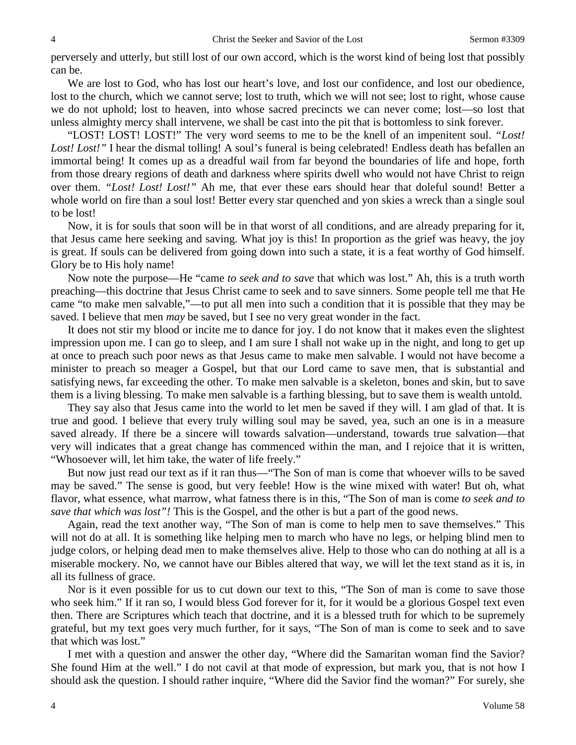perversely and utterly, but still lost of our own accord, which is the worst kind of being lost that possibly can be.

We are lost to God, who has lost our heart's love, and lost our confidence, and lost our obedience, lost to the church, which we cannot serve; lost to truth, which we will not see; lost to right, whose cause we do not uphold; lost to heaven, into whose sacred precincts we can never come; lost—so lost that unless almighty mercy shall intervene, we shall be cast into the pit that is bottomless to sink forever.

"LOST! LOST! LOST!" The very word seems to me to be the knell of an impenitent soul. *"Lost! Lost! Lost!"* I hear the dismal tolling! A soul's funeral is being celebrated! Endless death has befallen an immortal being! It comes up as a dreadful wail from far beyond the boundaries of life and hope, forth from those dreary regions of death and darkness where spirits dwell who would not have Christ to reign over them. *"Lost! Lost! Lost!"* Ah me, that ever these ears should hear that doleful sound! Better a whole world on fire than a soul lost! Better every star quenched and yon skies a wreck than a single soul to be lost!

Now, it is for souls that soon will be in that worst of all conditions, and are already preparing for it, that Jesus came here seeking and saving. What joy is this! In proportion as the grief was heavy, the joy is great. If souls can be delivered from going down into such a state, it is a feat worthy of God himself. Glory be to His holy name!

Now note the purpose—He "came *to seek and to save* that which was lost." Ah, this is a truth worth preaching—this doctrine that Jesus Christ came to seek and to save sinners. Some people tell me that He came "to make men salvable,"—to put all men into such a condition that it is possible that they may be saved. I believe that men *may* be saved, but I see no very great wonder in the fact.

It does not stir my blood or incite me to dance for joy. I do not know that it makes even the slightest impression upon me. I can go to sleep, and I am sure I shall not wake up in the night, and long to get up at once to preach such poor news as that Jesus came to make men salvable. I would not have become a minister to preach so meager a Gospel, but that our Lord came to save men, that is substantial and satisfying news, far exceeding the other. To make men salvable is a skeleton, bones and skin, but to save them is a living blessing. To make men salvable is a farthing blessing, but to save them is wealth untold.

They say also that Jesus came into the world to let men be saved if they will. I am glad of that. It is true and good. I believe that every truly willing soul may be saved, yea, such an one is in a measure saved already. If there be a sincere will towards salvation—understand, towards true salvation—that very will indicates that a great change has commenced within the man, and I rejoice that it is written, "Whosoever will, let him take, the water of life freely."

But now just read our text as if it ran thus—"The Son of man is come that whoever wills to be saved may be saved." The sense is good, but very feeble! How is the wine mixed with water! But oh, what flavor, what essence, what marrow, what fatness there is in this, "The Son of man is come *to seek and to save that which was lost"!* This is the Gospel, and the other is but a part of the good news.

Again, read the text another way, "The Son of man is come to help men to save themselves." This will not do at all. It is something like helping men to march who have no legs, or helping blind men to judge colors, or helping dead men to make themselves alive. Help to those who can do nothing at all is a miserable mockery. No, we cannot have our Bibles altered that way, we will let the text stand as it is, in all its fullness of grace.

Nor is it even possible for us to cut down our text to this, "The Son of man is come to save those who seek him." If it ran so, I would bless God forever for it, for it would be a glorious Gospel text even then. There are Scriptures which teach that doctrine, and it is a blessed truth for which to be supremely grateful, but my text goes very much further, for it says, "The Son of man is come to seek and to save that which was lost."

I met with a question and answer the other day, "Where did the Samaritan woman find the Savior? She found Him at the well." I do not cavil at that mode of expression, but mark you, that is not how I should ask the question. I should rather inquire, "Where did the Savior find the woman?" For surely, she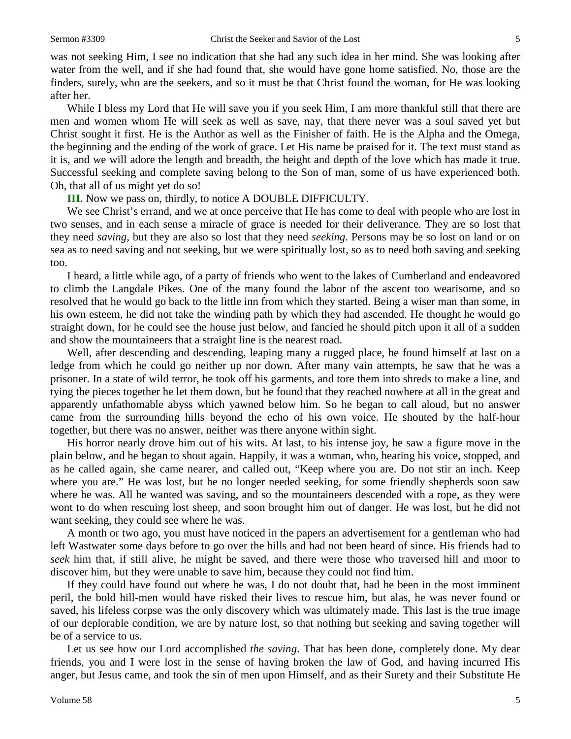was not seeking Him, I see no indication that she had any such idea in her mind. She was looking after water from the well, and if she had found that, she would have gone home satisfied. No, those are the finders, surely, who are the seekers, and so it must be that Christ found the woman, for He was looking after her.

While I bless my Lord that He will save you if you seek Him, I am more thankful still that there are men and women whom He will seek as well as save, nay, that there never was a soul saved yet but Christ sought it first. He is the Author as well as the Finisher of faith. He is the Alpha and the Omega, the beginning and the ending of the work of grace. Let His name be praised for it. The text must stand as it is, and we will adore the length and breadth, the height and depth of the love which has made it true. Successful seeking and complete saving belong to the Son of man, some of us have experienced both. Oh, that all of us might yet do so!

**III.** Now we pass on, thirdly, to notice A DOUBLE DIFFICULTY.

We see Christ's errand, and we at once perceive that He has come to deal with people who are lost in two senses, and in each sense a miracle of grace is needed for their deliverance. They are so lost that they need *saving*, but they are also so lost that they need *seeking*. Persons may be so lost on land or on sea as to need saving and not seeking, but we were spiritually lost, so as to need both saving and seeking too.

I heard, a little while ago, of a party of friends who went to the lakes of Cumberland and endeavored to climb the Langdale Pikes. One of the many found the labor of the ascent too wearisome, and so resolved that he would go back to the little inn from which they started. Being a wiser man than some, in his own esteem, he did not take the winding path by which they had ascended. He thought he would go straight down, for he could see the house just below, and fancied he should pitch upon it all of a sudden and show the mountaineers that a straight line is the nearest road.

Well, after descending and descending, leaping many a rugged place, he found himself at last on a ledge from which he could go neither up nor down. After many vain attempts, he saw that he was a prisoner. In a state of wild terror, he took off his garments, and tore them into shreds to make a line, and tying the pieces together he let them down, but he found that they reached nowhere at all in the great and apparently unfathomable abyss which yawned below him. So he began to call aloud, but no answer came from the surrounding hills beyond the echo of his own voice. He shouted by the half-hour together, but there was no answer, neither was there anyone within sight.

His horror nearly drove him out of his wits. At last, to his intense joy, he saw a figure move in the plain below, and he began to shout again. Happily, it was a woman, who, hearing his voice, stopped, and as he called again, she came nearer, and called out, "Keep where you are. Do not stir an inch. Keep where you are." He was lost, but he no longer needed seeking, for some friendly shepherds soon saw where he was. All he wanted was saving, and so the mountaineers descended with a rope, as they were wont to do when rescuing lost sheep, and soon brought him out of danger. He was lost, but he did not want seeking, they could see where he was.

A month or two ago, you must have noticed in the papers an advertisement for a gentleman who had left Wastwater some days before to go over the hills and had not been heard of since. His friends had to *seek* him that, if still alive, he might be saved, and there were those who traversed hill and moor to discover him, but they were unable to save him, because they could not find him.

If they could have found out where he was, I do not doubt that, had he been in the most imminent peril, the bold hill-men would have risked their lives to rescue him, but alas, he was never found or saved, his lifeless corpse was the only discovery which was ultimately made. This last is the true image of our deplorable condition, we are by nature lost, so that nothing but seeking and saving together will be of a service to us.

Let us see how our Lord accomplished *the saving*. That has been done, completely done. My dear friends, you and I were lost in the sense of having broken the law of God, and having incurred His anger, but Jesus came, and took the sin of men upon Himself, and as their Surety and their Substitute He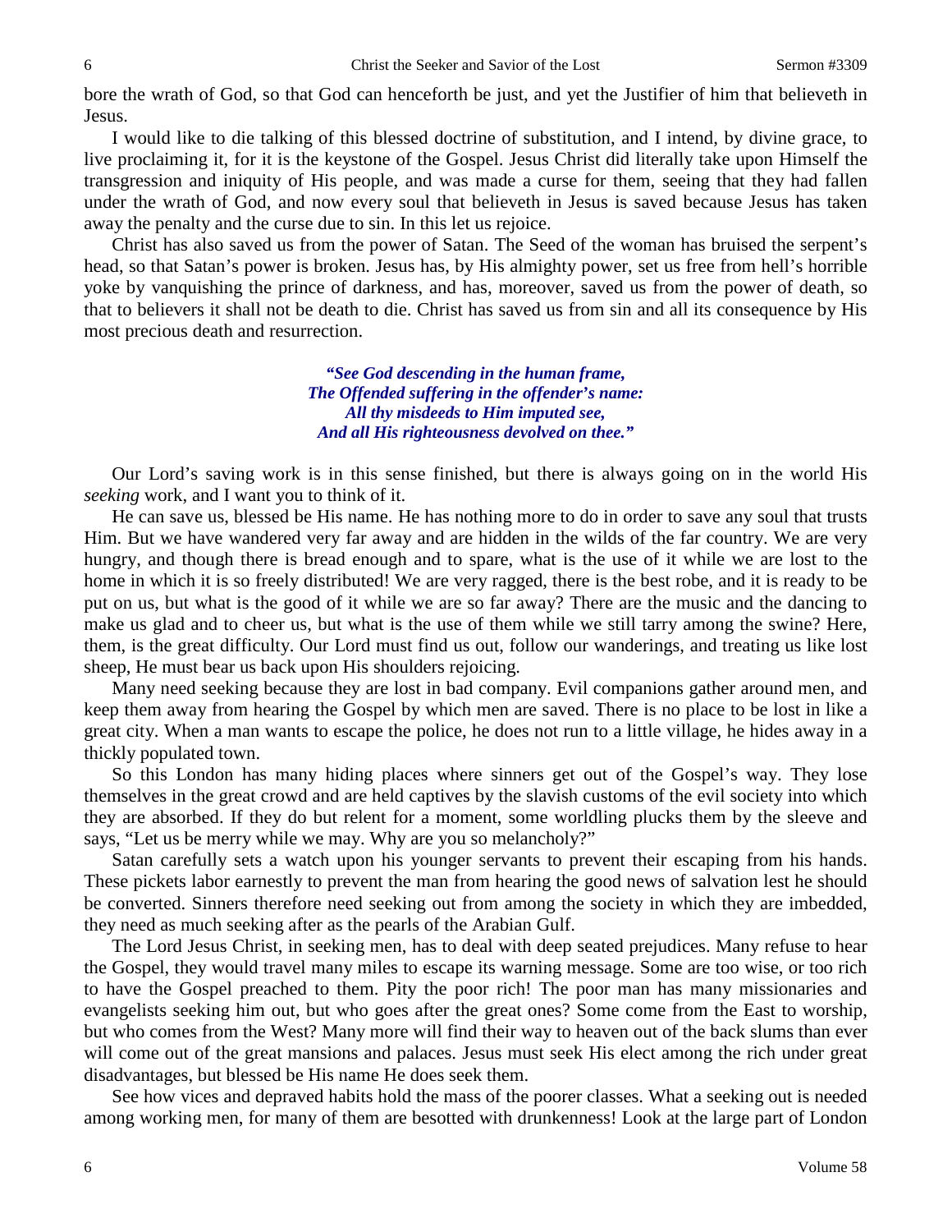bore the wrath of God, so that God can henceforth be just, and yet the Justifier of him that believeth in Jesus.

I would like to die talking of this blessed doctrine of substitution, and I intend, by divine grace, to live proclaiming it, for it is the keystone of the Gospel. Jesus Christ did literally take upon Himself the transgression and iniquity of His people, and was made a curse for them, seeing that they had fallen under the wrath of God, and now every soul that believeth in Jesus is saved because Jesus has taken away the penalty and the curse due to sin. In this let us rejoice.

Christ has also saved us from the power of Satan. The Seed of the woman has bruised the serpent's head, so that Satan's power is broken. Jesus has, by His almighty power, set us free from hell's horrible yoke by vanquishing the prince of darkness, and has, moreover, saved us from the power of death, so that to believers it shall not be death to die. Christ has saved us from sin and all its consequence by His most precious death and resurrection.

> ***"See God descending in the human frame,***
> ***The Offended suffering in the offender's name:***
> ***All thy misdeeds to Him imputed see,***
> ***And all His righteousness devolved on thee."***

Our Lord's saving work is in this sense finished, but there is always going on in the world His *seeking* work, and I want you to think of it.

He can save us, blessed be His name. He has nothing more to do in order to save any soul that trusts Him. But we have wandered very far away and are hidden in the wilds of the far country. We are very hungry, and though there is bread enough and to spare, what is the use of it while we are lost to the home in which it is so freely distributed! We are very ragged, there is the best robe, and it is ready to be put on us, but what is the good of it while we are so far away? There are the music and the dancing to make us glad and to cheer us, but what is the use of them while we still tarry among the swine? Here, them, is the great difficulty. Our Lord must find us out, follow our wanderings, and treating us like lost sheep, He must bear us back upon His shoulders rejoicing.

Many need seeking because they are lost in bad company. Evil companions gather around men, and keep them away from hearing the Gospel by which men are saved. There is no place to be lost in like a great city. When a man wants to escape the police, he does not run to a little village, he hides away in a thickly populated town.

So this London has many hiding places where sinners get out of the Gospel's way. They lose themselves in the great crowd and are held captives by the slavish customs of the evil society into which they are absorbed. If they do but relent for a moment, some worldling plucks them by the sleeve and says, "Let us be merry while we may. Why are you so melancholy?"

Satan carefully sets a watch upon his younger servants to prevent their escaping from his hands. These pickets labor earnestly to prevent the man from hearing the good news of salvation lest he should be converted. Sinners therefore need seeking out from among the society in which they are imbedded, they need as much seeking after as the pearls of the Arabian Gulf.

The Lord Jesus Christ, in seeking men, has to deal with deep seated prejudices. Many refuse to hear the Gospel, they would travel many miles to escape its warning message. Some are too wise, or too rich to have the Gospel preached to them. Pity the poor rich! The poor man has many missionaries and evangelists seeking him out, but who goes after the great ones? Some come from the East to worship, but who comes from the West? Many more will find their way to heaven out of the back slums than ever will come out of the great mansions and palaces. Jesus must seek His elect among the rich under great disadvantages, but blessed be His name He does seek them.

See how vices and depraved habits hold the mass of the poorer classes. What a seeking out is needed among working men, for many of them are besotted with drunkenness! Look at the large part of London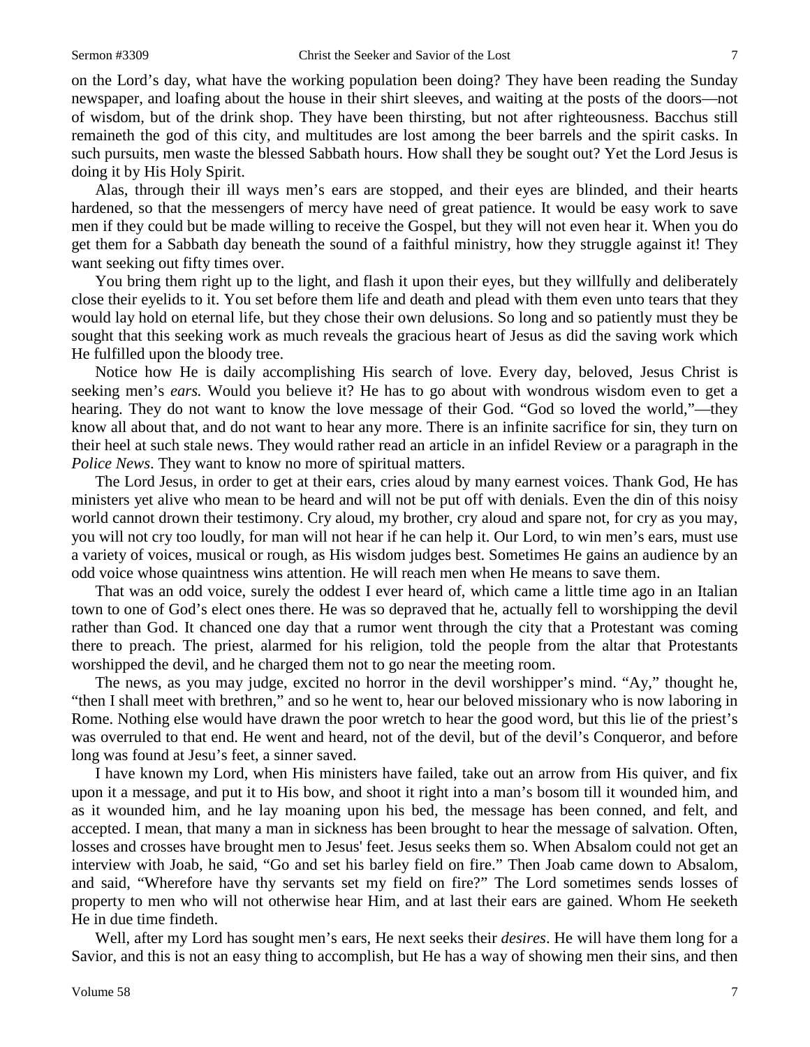on the Lord's day, what have the working population been doing? They have been reading the Sunday newspaper, and loafing about the house in their shirt sleeves, and waiting at the posts of the doors—not of wisdom, but of the drink shop. They have been thirsting, but not after righteousness. Bacchus still remaineth the god of this city, and multitudes are lost among the beer barrels and the spirit casks. In such pursuits, men waste the blessed Sabbath hours. How shall they be sought out? Yet the Lord Jesus is doing it by His Holy Spirit.

Alas, through their ill ways men's ears are stopped, and their eyes are blinded, and their hearts hardened, so that the messengers of mercy have need of great patience. It would be easy work to save men if they could but be made willing to receive the Gospel, but they will not even hear it. When you do get them for a Sabbath day beneath the sound of a faithful ministry, how they struggle against it! They want seeking out fifty times over.

You bring them right up to the light, and flash it upon their eyes, but they willfully and deliberately close their eyelids to it. You set before them life and death and plead with them even unto tears that they would lay hold on eternal life, but they chose their own delusions. So long and so patiently must they be sought that this seeking work as much reveals the gracious heart of Jesus as did the saving work which He fulfilled upon the bloody tree.

Notice how He is daily accomplishing His search of love. Every day, beloved, Jesus Christ is seeking men's *ears.* Would you believe it? He has to go about with wondrous wisdom even to get a hearing. They do not want to know the love message of their God. "God so loved the world,"—they know all about that, and do not want to hear any more. There is an infinite sacrifice for sin, they turn on their heel at such stale news. They would rather read an article in an infidel Review or a paragraph in the *Police News*. They want to know no more of spiritual matters.

The Lord Jesus, in order to get at their ears, cries aloud by many earnest voices. Thank God, He has ministers yet alive who mean to be heard and will not be put off with denials. Even the din of this noisy world cannot drown their testimony. Cry aloud, my brother, cry aloud and spare not, for cry as you may, you will not cry too loudly, for man will not hear if he can help it. Our Lord, to win men's ears, must use a variety of voices, musical or rough, as His wisdom judges best. Sometimes He gains an audience by an odd voice whose quaintness wins attention. He will reach men when He means to save them.

That was an odd voice, surely the oddest I ever heard of, which came a little time ago in an Italian town to one of God's elect ones there. He was so depraved that he, actually fell to worshipping the devil rather than God. It chanced one day that a rumor went through the city that a Protestant was coming there to preach. The priest, alarmed for his religion, told the people from the altar that Protestants worshipped the devil, and he charged them not to go near the meeting room.

The news, as you may judge, excited no horror in the devil worshipper's mind. "Ay," thought he, "then I shall meet with brethren," and so he went to, hear our beloved missionary who is now laboring in Rome. Nothing else would have drawn the poor wretch to hear the good word, but this lie of the priest's was overruled to that end. He went and heard, not of the devil, but of the devil's Conqueror, and before long was found at Jesu's feet, a sinner saved.

I have known my Lord, when His ministers have failed, take out an arrow from His quiver, and fix upon it a message, and put it to His bow, and shoot it right into a man's bosom till it wounded him, and as it wounded him, and he lay moaning upon his bed, the message has been conned, and felt, and accepted. I mean, that many a man in sickness has been brought to hear the message of salvation. Often, losses and crosses have brought men to Jesus' feet. Jesus seeks them so. When Absalom could not get an interview with Joab, he said, "Go and set his barley field on fire." Then Joab came down to Absalom, and said, "Wherefore have thy servants set my field on fire?" The Lord sometimes sends losses of property to men who will not otherwise hear Him, and at last their ears are gained. Whom He seeketh He in due time findeth.

Well, after my Lord has sought men's ears, He next seeks their *desires*. He will have them long for a Savior, and this is not an easy thing to accomplish, but He has a way of showing men their sins, and then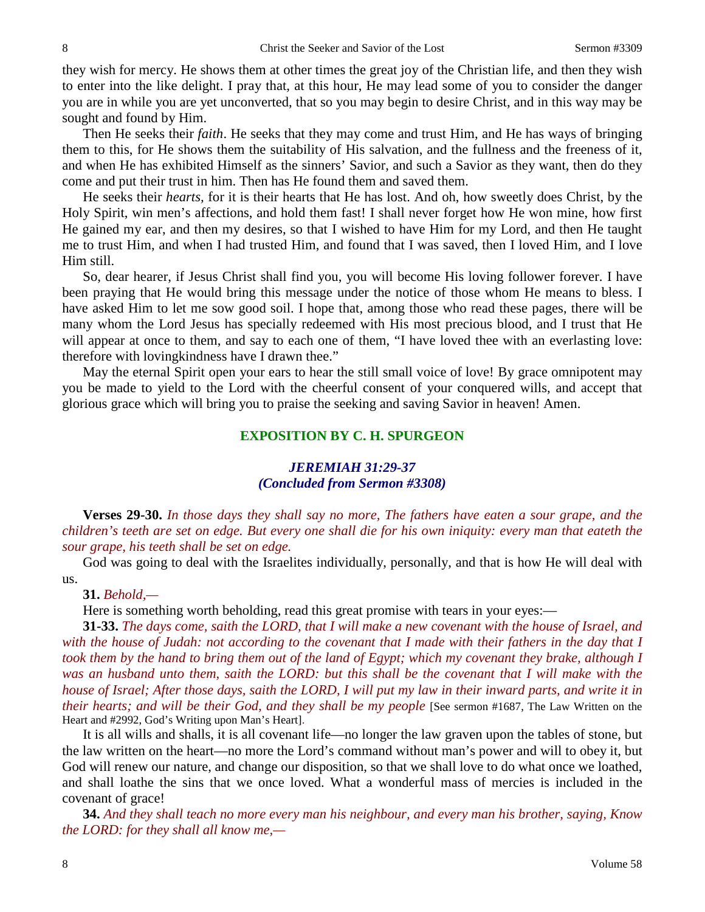they wish for mercy. He shows them at other times the great joy of the Christian life, and then they wish to enter into the like delight. I pray that, at this hour, He may lead some of you to consider the danger you are in while you are yet unconverted, that so you may begin to desire Christ, and in this way may be sought and found by Him.

Then He seeks their *faith*. He seeks that they may come and trust Him, and He has ways of bringing them to this, for He shows them the suitability of His salvation, and the fullness and the freeness of it, and when He has exhibited Himself as the sinners' Savior, and such a Savior as they want, then do they come and put their trust in him. Then has He found them and saved them.

He seeks their *hearts*, for it is their hearts that He has lost. And oh, how sweetly does Christ, by the Holy Spirit, win men's affections, and hold them fast! I shall never forget how He won mine, how first He gained my ear, and then my desires, so that I wished to have Him for my Lord, and then He taught me to trust Him, and when I had trusted Him, and found that I was saved, then I loved Him, and I love Him still.

So, dear hearer, if Jesus Christ shall find you, you will become His loving follower forever. I have been praying that He would bring this message under the notice of those whom He means to bless. I have asked Him to let me sow good soil. I hope that, among those who read these pages, there will be many whom the Lord Jesus has specially redeemed with His most precious blood, and I trust that He will appear at once to them, and say to each one of them, "I have loved thee with an everlasting love: therefore with lovingkindness have I drawn thee."

May the eternal Spirit open your ears to hear the still small voice of love! By grace omnipotent may you be made to yield to the Lord with the cheerful consent of your conquered wills, and accept that glorious grace which will bring you to praise the seeking and saving Savior in heaven! Amen.

## EXPOSITION BY C. H. SPURGEON

### *JEREMIAH 31:29-37*
### *(Concluded from Sermon #3308)*

**Verses 29-30.** *In those days they shall say no more, The fathers have eaten a sour grape, and the children's teeth are set on edge. But every one shall die for his own iniquity: every man that eateth the sour grape, his teeth shall be set on edge.*

God was going to deal with the Israelites individually, personally, and that is how He will deal with us.

**31.** *Behold,—*

Here is something worth beholding, read this great promise with tears in your eyes:—

**31-33.** *The days come, saith the LORD, that I will make a new covenant with the house of Israel, and with the house of Judah: not according to the covenant that I made with their fathers in the day that I took them by the hand to bring them out of the land of Egypt; which my covenant they brake, although I was an husband unto them, saith the LORD: but this shall be the covenant that I will make with the house of Israel; After those days, saith the LORD, I will put my law in their inward parts, and write it in their hearts; and will be their God, and they shall be my people* [See sermon #1687, The Law Written on the Heart and #2992, God's Writing upon Man's Heart].

It is all wills and shalls, it is all covenant life—no longer the law graven upon the tables of stone, but the law written on the heart—no more the Lord's command without man's power and will to obey it, but God will renew our nature, and change our disposition, so that we shall love to do what once we loathed, and shall loathe the sins that we once loved. What a wonderful mass of mercies is included in the covenant of grace!

**34.** *And they shall teach no more every man his neighbour, and every man his brother, saying, Know the LORD: for they shall all know me,—*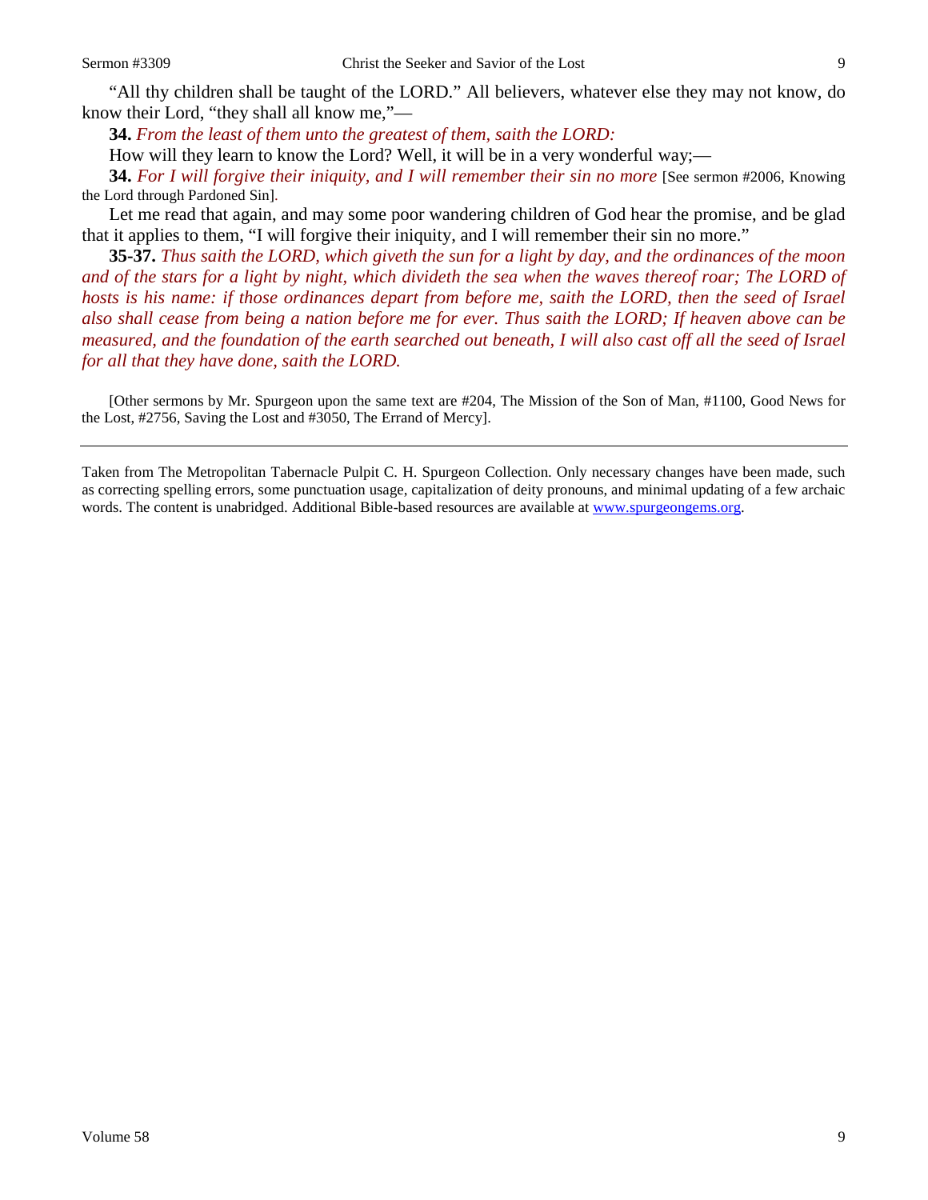"All thy children shall be taught of the LORD." All believers, whatever else they may not know, do know their Lord, "they shall all know me,"—

**34.** *From the least of them unto the greatest of them, saith the LORD:*

How will they learn to know the Lord? Well, it will be in a very wonderful way;—

**34.** *For I will forgive their iniquity, and I will remember their sin no more* [See sermon #2006, Knowing the Lord through Pardoned Sin].

Let me read that again, and may some poor wandering children of God hear the promise, and be glad that it applies to them, "I will forgive their iniquity, and I will remember their sin no more."

**35-37.** *Thus saith the LORD, which giveth the sun for a light by day, and the ordinances of the moon and of the stars for a light by night, which divideth the sea when the waves thereof roar; The LORD of hosts is his name: if those ordinances depart from before me, saith the LORD, then the seed of Israel also shall cease from being a nation before me for ever. Thus saith the LORD; If heaven above can be measured, and the foundation of the earth searched out beneath, I will also cast off all the seed of Israel for all that they have done, saith the LORD.*

[Other sermons by Mr. Spurgeon upon the same text are #204, The Mission of the Son of Man, #1100, Good News for the Lost, #2756, Saving the Lost and #3050, The Errand of Mercy].

---

Taken from The Metropolitan Tabernacle Pulpit C. H. Spurgeon Collection. Only necessary changes have been made, such as correcting spelling errors, some punctuation usage, capitalization of deity pronouns, and minimal updating of a few archaic words. The content is unabridged. Additional Bible-based resources are available at www.spurgeongems.org.